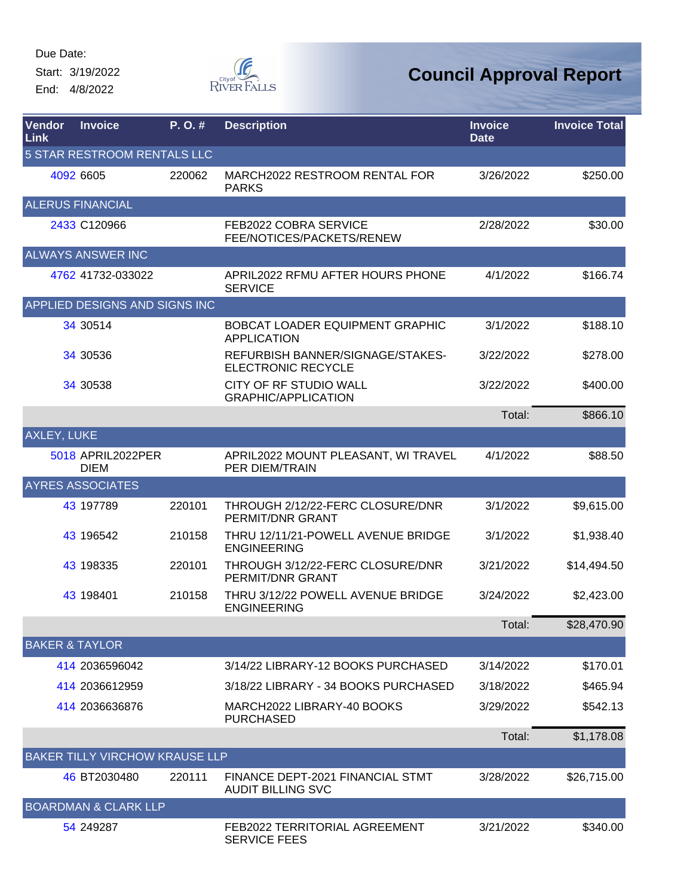Due Date:

Start: 3/19/2022

End: 4/8/2022

# Council Approval Report

| Vendor Link | Invoice | P. O. # | Description | Invoice Date | Invoice Total |
|---|---|---|---|---|---|
| 5 STAR RESTROOM RENTALS LLC | | | | | |
| 4092 | 6605 | 220062 | MARCH2022 RESTROOM RENTAL FOR PARKS | 3/26/2022 | $250.00 |
| ALERUS FINANCIAL | | | | | |
| 2433 | C120966 | | FEB2022 COBRA SERVICE FEE/NOTICES/PACKETS/RENEW | 2/28/2022 | $30.00 |
| ALWAYS ANSWER INC | | | | | |
| 4762 | 41732-033022 | | APRIL2022 RFMU AFTER HOURS PHONE SERVICE | 4/1/2022 | $166.74 |
| APPLIED DESIGNS AND SIGNS INC | | | | | |
| 34 | 30514 | | BOBCAT LOADER EQUIPMENT GRAPHIC APPLICATION | 3/1/2022 | $188.10 |
| 34 | 30536 | | REFURBISH BANNER/SIGNAGE/STAKES-ELECTRONIC RECYCLE | 3/22/2022 | $278.00 |
| 34 | 30538 | | CITY OF RF STUDIO WALL GRAPHIC/APPLICATION | 3/22/2022 | $400.00 |
| | | | | Total: | $866.10 |
| AXLEY, LUKE | | | | | |
| 5018 | APRIL2022PER DIEM | | APRIL2022 MOUNT PLEASANT, WI TRAVEL PER DIEM/TRAIN | 4/1/2022 | $88.50 |
| AYRES ASSOCIATES | | | | | |
| 43 | 197789 | 220101 | THROUGH 2/12/22-FERC CLOSURE/DNR PERMIT/DNR GRANT | 3/1/2022 | $9,615.00 |
| 43 | 196542 | 210158 | THRU 12/11/21-POWELL AVENUE BRIDGE ENGINEERING | 3/1/2022 | $1,938.40 |
| 43 | 198335 | 220101 | THROUGH 3/12/22-FERC CLOSURE/DNR PERMIT/DNR GRANT | 3/21/2022 | $14,494.50 |
| 43 | 198401 | 210158 | THRU 3/12/22 POWELL AVENUE BRIDGE ENGINEERING | 3/24/2022 | $2,423.00 |
| | | | | Total: | $28,470.90 |
| BAKER & TAYLOR | | | | | |
| 414 | 2036596042 | | 3/14/22 LIBRARY-12 BOOKS PURCHASED | 3/14/2022 | $170.01 |
| 414 | 2036612959 | | 3/18/22 LIBRARY - 34 BOOKS PURCHASED | 3/18/2022 | $465.94 |
| 414 | 2036636876 | | MARCH2022 LIBRARY-40 BOOKS PURCHASED | 3/29/2022 | $542.13 |
| | | | | Total: | $1,178.08 |
| BAKER TILLY VIRCHOW KRAUSE LLP | | | | | |
| 46 | BT2030480 | 220111 | FINANCE DEPT-2021 FINANCIAL STMT AUDIT BILLING SVC | 3/28/2022 | $26,715.00 |
| BOARDMAN & CLARK LLP | | | | | |
| 54 | 249287 | | FEB2022 TERRITORIAL AGREEMENT SERVICE FEES | 3/21/2022 | $340.00 |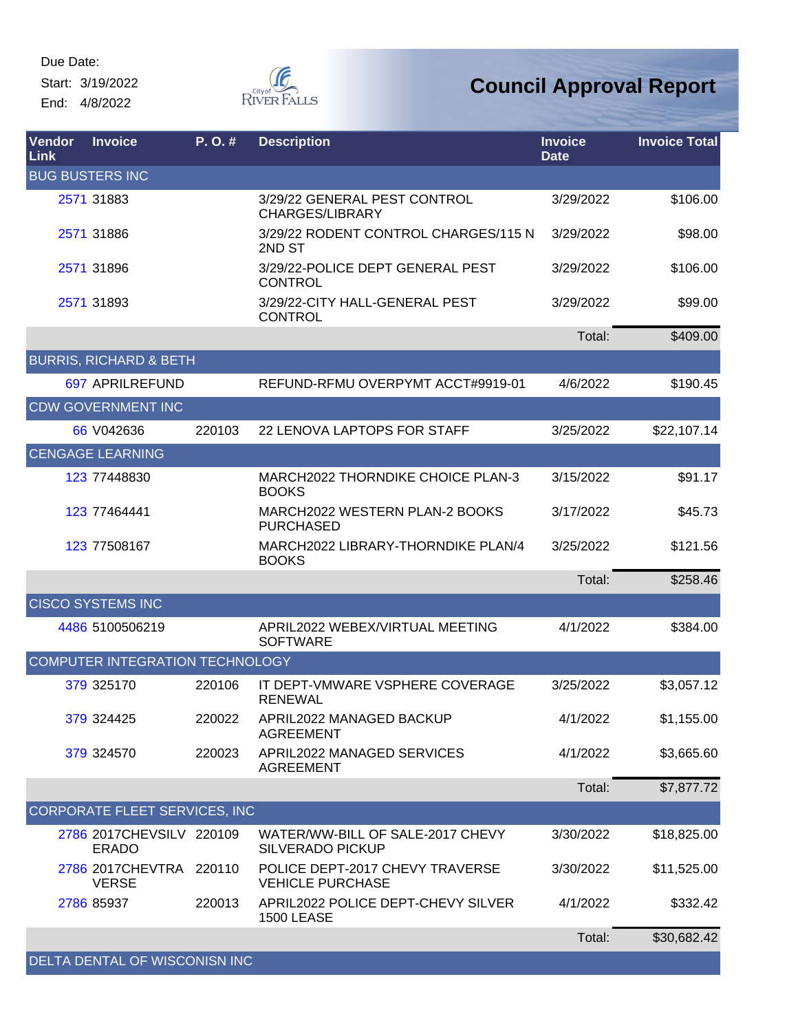Due Date:
Start: 3/19/2022
End: 4/8/2022

City of River Falls

# Council Approval Report

| Vendor Link | Invoice | P. O. # | Description | Invoice Date | Invoice Total |
|---|---|---|---|---|---|
| BUG BUSTERS INC | | | | | |
| 2571 | 31883 | | 3/29/22 GENERAL PEST CONTROL CHARGES/LIBRARY | 3/29/2022 | $106.00 |
| 2571 | 31886 | | 3/29/22 RODENT CONTROL CHARGES/115 N 2ND ST | 3/29/2022 | $98.00 |
| 2571 | 31896 | | 3/29/22-POLICE DEPT GENERAL PEST CONTROL | 3/29/2022 | $106.00 |
| 2571 | 31893 | | 3/29/22-CITY HALL-GENERAL PEST CONTROL | 3/29/2022 | $99.00 |
| | | | | Total: | $409.00 |
| BURRIS, RICHARD & BETH | | | | | |
| 697 | APRILREFUND | | REFUND-RFMU OVERPYMT ACCT#9919-01 | 4/6/2022 | $190.45 |
| CDW GOVERNMENT INC | | | | | |
| 66 | V042636 | 220103 | 22 LENOVA LAPTOPS FOR STAFF | 3/25/2022 | $22,107.14 |
| CENGAGE LEARNING | | | | | |
| 123 | 77448830 | | MARCH2022 THORNDIKE CHOICE PLAN-3 BOOKS | 3/15/2022 | $91.17 |
| 123 | 77464441 | | MARCH2022 WESTERN PLAN-2 BOOKS PURCHASED | 3/17/2022 | $45.73 |
| 123 | 77508167 | | MARCH2022 LIBRARY-THORNDIKE PLAN/4 BOOKS | 3/25/2022 | $121.56 |
| | | | | Total: | $258.46 |
| CISCO SYSTEMS INC | | | | | |
| 4486 | 5100506219 | | APRIL2022 WEBEX/VIRTUAL MEETING SOFTWARE | 4/1/2022 | $384.00 |
| COMPUTER INTEGRATION TECHNOLOGY | | | | | |
| 379 | 325170 | 220106 | IT DEPT-VMWARE VSPHERE COVERAGE RENEWAL | 3/25/2022 | $3,057.12 |
| 379 | 324425 | 220022 | APRIL2022 MANAGED BACKUP AGREEMENT | 4/1/2022 | $1,155.00 |
| 379 | 324570 | 220023 | APRIL2022 MANAGED SERVICES AGREEMENT | 4/1/2022 | $3,665.60 |
| | | | | Total: | $7,877.72 |
| CORPORATE FLEET SERVICES, INC | | | | | |
| 2786 | 2017CHEVSILVERADO | 220109 | WATER/WW-BILL OF SALE-2017 CHEVY SILVERADO PICKUP | 3/30/2022 | $18,825.00 |
| 2786 | 2017CHEVTRAVERSE | 220110 | POLICE DEPT-2017 CHEVY TRAVERSE VEHICLE PURCHASE | 3/30/2022 | $11,525.00 |
| 2786 | 85937 | 220013 | APRIL2022 POLICE DEPT-CHEVY SILVER 1500 LEASE | 4/1/2022 | $332.42 |
| | | | | Total: | $30,682.42 |
| DELTA DENTAL OF WISCONISN INC | | | | | |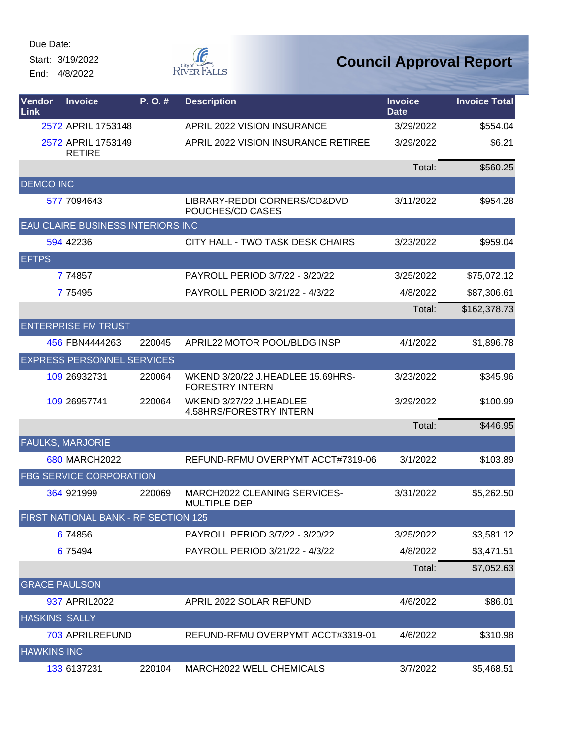Due Date:
Start: 3/19/2022
End: 4/8/2022

# Council Approval Report

| Vendor Link | Invoice | P. O. # | Description | Invoice Date | Invoice Total |
|---|---|---|---|---|---|
| 2572 | APRIL 1753148 | | APRIL 2022 VISION INSURANCE | 3/29/2022 | $554.04 |
| 2572 | APRIL 1753149 RETIRE | | APRIL 2022 VISION INSURANCE RETIREE | 3/29/2022 | $6.21 |
| | | | | Total: | $560.25 |
| DEMCO INC | | | | | |
| 577 | 7094643 | | LIBRARY-REDDI CORNERS/CD&DVD POUCHES/CD CASES | 3/11/2022 | $954.28 |
| EAU CLAIRE BUSINESS INTERIORS INC | | | | | |
| 594 | 42236 | | CITY HALL - TWO TASK DESK CHAIRS | 3/23/2022 | $959.04 |
| EFTPS | | | | | |
| 7 | 74857 | | PAYROLL PERIOD 3/7/22 - 3/20/22 | 3/25/2022 | $75,072.12 |
| 7 | 75495 | | PAYROLL PERIOD 3/21/22 - 4/3/22 | 4/8/2022 | $87,306.61 |
| | | | | Total: | $162,378.73 |
| ENTERPRISE FM TRUST | | | | | |
| 456 | FBN4444263 | 220045 | APRIL22 MOTOR POOL/BLDG INSP | 4/1/2022 | $1,896.78 |
| EXPRESS PERSONNEL SERVICES | | | | | |
| 109 | 26932731 | 220064 | WKEND 3/20/22 J.HEADLEE 15.69HRS-FORESTRY INTERN | 3/23/2022 | $345.96 |
| 109 | 26957741 | 220064 | WKEND 3/27/22 J.HEADLEE 4.58HRS/FORESTRY INTERN | 3/29/2022 | $100.99 |
| | | | | Total: | $446.95 |
| FAULKS, MARJORIE | | | | | |
| 680 | MARCH2022 | | REFUND-RFMU OVERPYMT ACCT#7319-06 | 3/1/2022 | $103.89 |
| FBG SERVICE CORPORATION | | | | | |
| 364 | 921999 | 220069 | MARCH2022 CLEANING SERVICES-MULTIPLE DEP | 3/31/2022 | $5,262.50 |
| FIRST NATIONAL BANK - RF SECTION 125 | | | | | |
| 6 | 74856 | | PAYROLL PERIOD 3/7/22 - 3/20/22 | 3/25/2022 | $3,581.12 |
| 6 | 75494 | | PAYROLL PERIOD 3/21/22 - 4/3/22 | 4/8/2022 | $3,471.51 |
| | | | | Total: | $7,052.63 |
| GRACE PAULSON | | | | | |
| 937 | APRIL2022 | | APRIL 2022 SOLAR REFUND | 4/6/2022 | $86.01 |
| HASKINS, SALLY | | | | | |
| 703 | APRILREFUND | | REFUND-RFMU OVERPYMT ACCT#3319-01 | 4/6/2022 | $310.98 |
| HAWKINS INC | | | | | |
| 133 | 6137231 | 220104 | MARCH2022 WELL CHEMICALS | 3/7/2022 | $5,468.51 |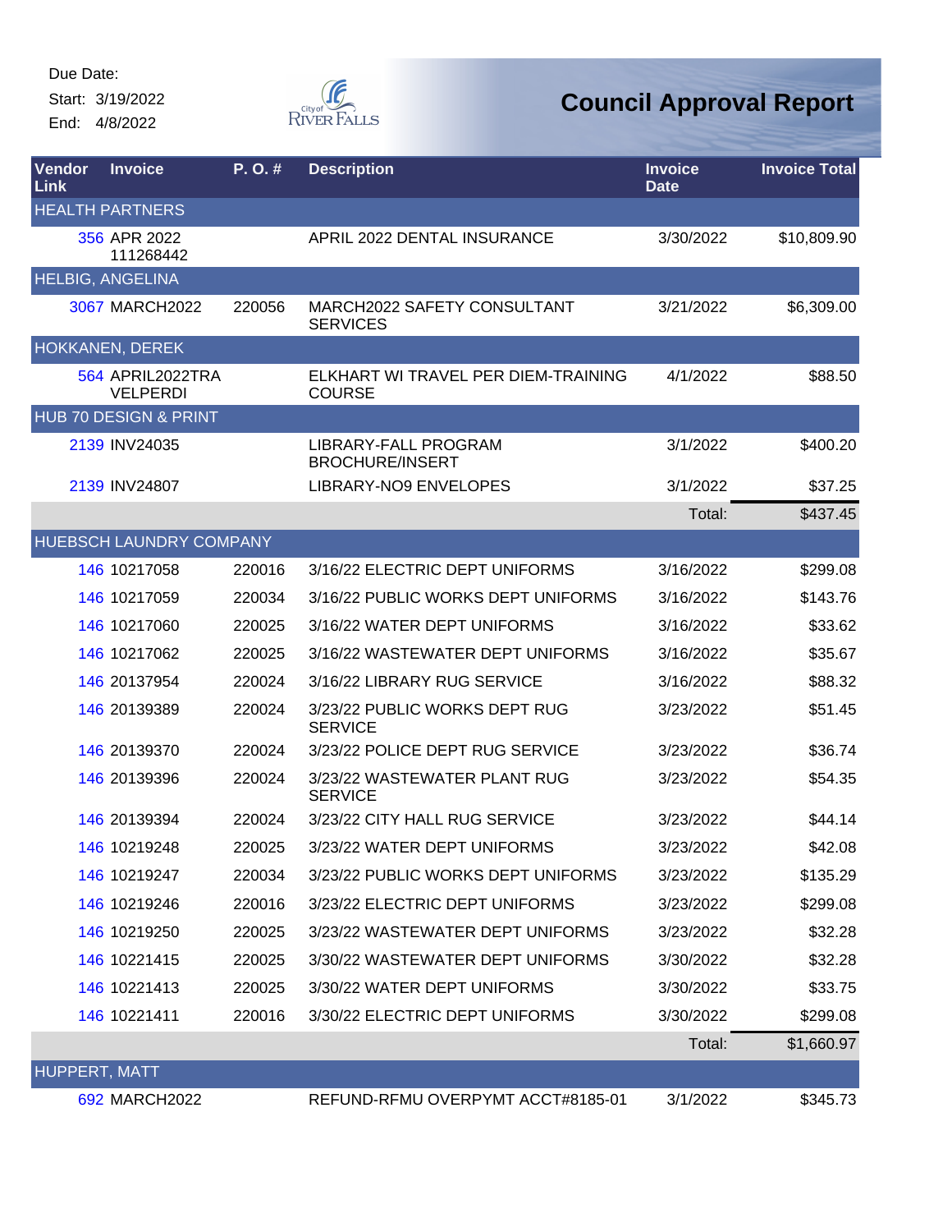Due Date:
Start: 3/19/2022
End: 4/8/2022

# Council Approval Report

| Vendor Link | Invoice | P. O. # | Description | Invoice Date | Invoice Total |
|---|---|---|---|---|---|
| HEALTH PARTNERS | | | | | |
| 356 | APR 2022 111268442 | | APRIL 2022 DENTAL INSURANCE | 3/30/2022 | $10,809.90 |
| HELBIG, ANGELINA | | | | | |
| 3067 | MARCH2022 | 220056 | MARCH2022 SAFETY CONSULTANT SERVICES | 3/21/2022 | $6,309.00 |
| HOKKANEN, DEREK | | | | | |
| 564 | APRIL2022TRA VELPERDI | | ELKHART WI TRAVEL PER DIEM-TRAINING COURSE | 4/1/2022 | $88.50 |
| HUB 70 DESIGN & PRINT | | | | | |
| 2139 | INV24035 | | LIBRARY-FALL PROGRAM BROCHURE/INSERT | 3/1/2022 | $400.20 |
| 2139 | INV24807 | | LIBRARY-NO9 ENVELOPES | 3/1/2022 | $37.25 |
| | | | | Total: | $437.45 |
| HUEBSCH LAUNDRY COMPANY | | | | | |
| 146 | 10217058 | 220016 | 3/16/22 ELECTRIC DEPT UNIFORMS | 3/16/2022 | $299.08 |
| 146 | 10217059 | 220034 | 3/16/22 PUBLIC WORKS DEPT UNIFORMS | 3/16/2022 | $143.76 |
| 146 | 10217060 | 220025 | 3/16/22 WATER DEPT UNIFORMS | 3/16/2022 | $33.62 |
| 146 | 10217062 | 220025 | 3/16/22 WASTEWATER DEPT UNIFORMS | 3/16/2022 | $35.67 |
| 146 | 20137954 | 220024 | 3/16/22 LIBRARY RUG SERVICE | 3/16/2022 | $88.32 |
| 146 | 20139389 | 220024 | 3/23/22 PUBLIC WORKS DEPT RUG SERVICE | 3/23/2022 | $51.45 |
| 146 | 20139370 | 220024 | 3/23/22 POLICE DEPT RUG SERVICE | 3/23/2022 | $36.74 |
| 146 | 20139396 | 220024 | 3/23/22 WASTEWATER PLANT RUG SERVICE | 3/23/2022 | $54.35 |
| 146 | 20139394 | 220024 | 3/23/22 CITY HALL RUG SERVICE | 3/23/2022 | $44.14 |
| 146 | 10219248 | 220025 | 3/23/22 WATER DEPT UNIFORMS | 3/23/2022 | $42.08 |
| 146 | 10219247 | 220034 | 3/23/22 PUBLIC WORKS DEPT UNIFORMS | 3/23/2022 | $135.29 |
| 146 | 10219246 | 220016 | 3/23/22 ELECTRIC DEPT UNIFORMS | 3/23/2022 | $299.08 |
| 146 | 10219250 | 220025 | 3/23/22 WASTEWATER DEPT UNIFORMS | 3/23/2022 | $32.28 |
| 146 | 10221415 | 220025 | 3/30/22 WASTEWATER DEPT UNIFORMS | 3/30/2022 | $32.28 |
| 146 | 10221413 | 220025 | 3/30/22 WATER DEPT UNIFORMS | 3/30/2022 | $33.75 |
| 146 | 10221411 | 220016 | 3/30/22 ELECTRIC DEPT UNIFORMS | 3/30/2022 | $299.08 |
| | | | | Total: | $1,660.97 |
| HUPPERT, MATT | | | | | |
| 692 | MARCH2022 | | REFUND-RFMU OVERPYMT ACCT#8185-01 | 3/1/2022 | $345.73 |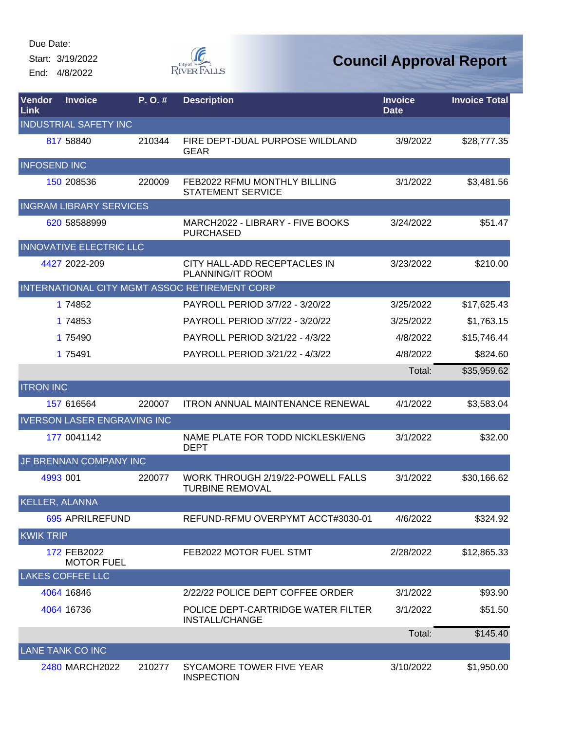Due Date:
Start: 3/19/2022
End: 4/8/2022

# Council Approval Report

| Vendor Link | Invoice | P. O. # | Description | Invoice Date | Invoice Total |
|---|---|---|---|---|---|
| INDUSTRIAL SAFETY INC | | | | | |
| 817 | 58840 | 210344 | FIRE DEPT-DUAL PURPOSE WILDLAND GEAR | 3/9/2022 | $28,777.35 |
| INFOSEND INC | | | | | |
| 150 | 208536 | 220009 | FEB2022 RFMU MONTHLY BILLING STATEMENT SERVICE | 3/1/2022 | $3,481.56 |
| INGRAM LIBRARY SERVICES | | | | | |
| 620 | 58588999 | | MARCH2022 - LIBRARY - FIVE BOOKS PURCHASED | 3/24/2022 | $51.47 |
| INNOVATIVE ELECTRIC LLC | | | | | |
| 4427 | 2022-209 | | CITY HALL-ADD RECEPTACLES IN PLANNING/IT ROOM | 3/23/2022 | $210.00 |
| INTERNATIONAL CITY MGMT ASSOC RETIREMENT CORP | | | | | |
| 1 | 74852 | | PAYROLL PERIOD 3/7/22 - 3/20/22 | 3/25/2022 | $17,625.43 |
| 1 | 74853 | | PAYROLL PERIOD 3/7/22 - 3/20/22 | 3/25/2022 | $1,763.15 |
| 1 | 75490 | | PAYROLL PERIOD 3/21/22 - 4/3/22 | 4/8/2022 | $15,746.44 |
| 1 | 75491 | | PAYROLL PERIOD 3/21/22 - 4/3/22 | 4/8/2022 | $824.60 |
| | | | | Total: | $35,959.62 |
| ITRON INC | | | | | |
| 157 | 616564 | 220007 | ITRON ANNUAL MAINTENANCE RENEWAL | 4/1/2022 | $3,583.04 |
| IVERSON LASER ENGRAVING INC | | | | | |
| 177 | 0041142 | | NAME PLATE FOR TODD NICKLESKI/ENG DEPT | 3/1/2022 | $32.00 |
| JF BRENNAN COMPANY INC | | | | | |
| 4993 | 001 | 220077 | WORK THROUGH 2/19/22-POWELL FALLS TURBINE REMOVAL | 3/1/2022 | $30,166.62 |
| KELLER, ALANNA | | | | | |
| 695 | APRILREFUND | | REFUND-RFMU OVERPYMT ACCT#3030-01 | 4/6/2022 | $324.92 |
| KWIK TRIP | | | | | |
| 172 | FEB2022 MOTOR FUEL | | FEB2022 MOTOR FUEL STMT | 2/28/2022 | $12,865.33 |
| LAKES COFFEE LLC | | | | | |
| 4064 | 16846 | | 2/22/22 POLICE DEPT COFFEE ORDER | 3/1/2022 | $93.90 |
| 4064 | 16736 | | POLICE DEPT-CARTRIDGE WATER FILTER INSTALL/CHANGE | 3/1/2022 | $51.50 |
| | | | | Total: | $145.40 |
| LANE TANK CO INC | | | | | |
| 2480 | MARCH2022 | 210277 | SYCAMORE TOWER FIVE YEAR INSPECTION | 3/10/2022 | $1,950.00 |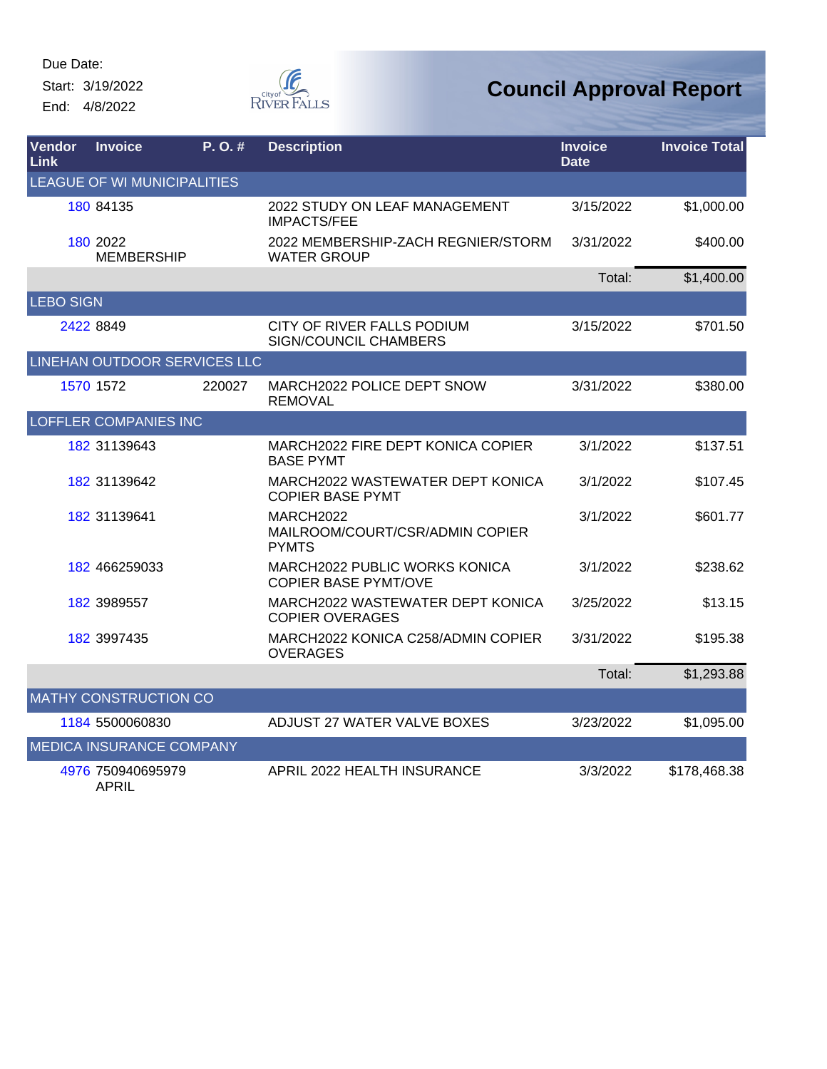Due Date:
Start: 3/19/2022
End: 4/8/2022

# Council Approval Report

| Vendor Link | Invoice | P. O. # | Description | Invoice Date | Invoice Total |
|---|---|---|---|---|---|
| LEAGUE OF WI MUNICIPALITIES | | | | | |
| 180 | 84135 | | 2022 STUDY ON LEAF MANAGEMENT IMPACTS/FEE | 3/15/2022 | $1,000.00 |
| 180 | 2022 MEMBERSHIP | | 2022 MEMBERSHIP-ZACH REGNIER/STORM WATER GROUP | 3/31/2022 | $400.00 |
| | | | | Total: | $1,400.00 |
| LEBO SIGN | | | | | |
| 2422 | 8849 | | CITY OF RIVER FALLS PODIUM SIGN/COUNCIL CHAMBERS | 3/15/2022 | $701.50 |
| LINEHAN OUTDOOR SERVICES LLC | | | | | |
| 1570 | 1572 | 220027 | MARCH2022 POLICE DEPT SNOW REMOVAL | 3/31/2022 | $380.00 |
| LOFFLER COMPANIES INC | | | | | |
| 182 | 31139643 | | MARCH2022 FIRE DEPT KONICA COPIER BASE PYMT | 3/1/2022 | $137.51 |
| 182 | 31139642 | | MARCH2022 WASTEWATER DEPT KONICA COPIER BASE PYMT | 3/1/2022 | $107.45 |
| 182 | 31139641 | | MARCH2022 MAILROOM/COURT/CSR/ADMIN COPIER PYMTS | 3/1/2022 | $601.77 |
| 182 | 466259033 | | MARCH2022 PUBLIC WORKS KONICA COPIER BASE PYMT/OVE | 3/1/2022 | $238.62 |
| 182 | 3989557 | | MARCH2022 WASTEWATER DEPT KONICA COPIER OVERAGES | 3/25/2022 | $13.15 |
| 182 | 3997435 | | MARCH2022 KONICA C258/ADMIN COPIER OVERAGES | 3/31/2022 | $195.38 |
| | | | | Total: | $1,293.88 |
| MATHY CONSTRUCTION CO | | | | | |
| 1184 | 5500060830 | | ADJUST 27 WATER VALVE BOXES | 3/23/2022 | $1,095.00 |
| MEDICA INSURANCE COMPANY | | | | | |
| 4976 | 750940695979 APRIL | | APRIL 2022 HEALTH INSURANCE | 3/3/2022 | $178,468.38 |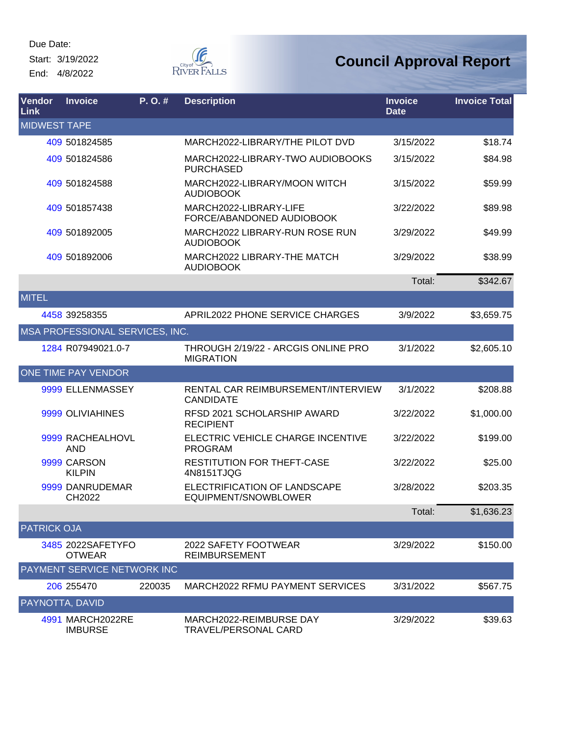Due Date:

Start: 3/19/2022

End: 4/8/2022

# Council Approval Report

| Vendor Link | Invoice | P. O. # | Description | Invoice Date | Invoice Total |
|---|---|---|---|---|---|
| MIDWEST TAPE | | | | | |
| 409 | 501824585 | | MARCH2022-LIBRARY/THE PILOT DVD | 3/15/2022 | $18.74 |
| 409 | 501824586 | | MARCH2022-LIBRARY-TWO AUDIOBOOKS PURCHASED | 3/15/2022 | $84.98 |
| 409 | 501824588 | | MARCH2022-LIBRARY/MOON WITCH AUDIOBOOK | 3/15/2022 | $59.99 |
| 409 | 501857438 | | MARCH2022-LIBRARY-LIFE FORCE/ABANDONED AUDIOBOOK | 3/22/2022 | $89.98 |
| 409 | 501892005 | | MARCH2022 LIBRARY-RUN ROSE RUN AUDIOBOOK | 3/29/2022 | $49.99 |
| 409 | 501892006 | | MARCH2022 LIBRARY-THE MATCH AUDIOBOOK | 3/29/2022 | $38.99 |
| | | | | Total: | $342.67 |
| MITEL | | | | | |
| 4458 | 39258355 | | APRIL2022 PHONE SERVICE CHARGES | 3/9/2022 | $3,659.75 |
| MSA PROFESSIONAL SERVICES, INC. | | | | | |
| 1284 | R07949021.0-7 | | THROUGH 2/19/22 - ARCGIS ONLINE PRO MIGRATION | 3/1/2022 | $2,605.10 |
| ONE TIME PAY VENDOR | | | | | |
| 9999 | ELLENMASSEY | | RENTAL CAR REIMBURSEMENT/INTERVIEW CANDIDATE | 3/1/2022 | $208.88 |
| 9999 | OLIVIAHINES | | RFSD 2021 SCHOLARSHIP AWARD RECIPIENT | 3/22/2022 | $1,000.00 |
| 9999 | RACHEALHOVLAND | | ELECTRIC VEHICLE CHARGE INCENTIVE PROGRAM | 3/22/2022 | $199.00 |
| 9999 | CARSON KILPIN | | RESTITUTION FOR THEFT-CASE 4N8151TJQG | 3/22/2022 | $25.00 |
| 9999 | DANRUDEMARCH2022 | | ELECTRIFICATION OF LANDSCAPE EQUIPMENT/SNOWBLOWER | 3/28/2022 | $203.35 |
| | | | | Total: | $1,636.23 |
| PATRICK OJA | | | | | |
| 3485 | 2022SAFETYFOOTWEAR | | 2022 SAFETY FOOTWEAR REIMBURSEMENT | 3/29/2022 | $150.00 |
| PAYMENT SERVICE NETWORK INC | | | | | |
| 206 | 255470 | 220035 | MARCH2022 RFMU PAYMENT SERVICES | 3/31/2022 | $567.75 |
| PAYNOTTA, DAVID | | | | | |
| 4991 | MARCH2022REIMBURSE | | MARCH2022-REIMBURSE DAY TRAVEL/PERSONAL CARD | 3/29/2022 | $39.63 |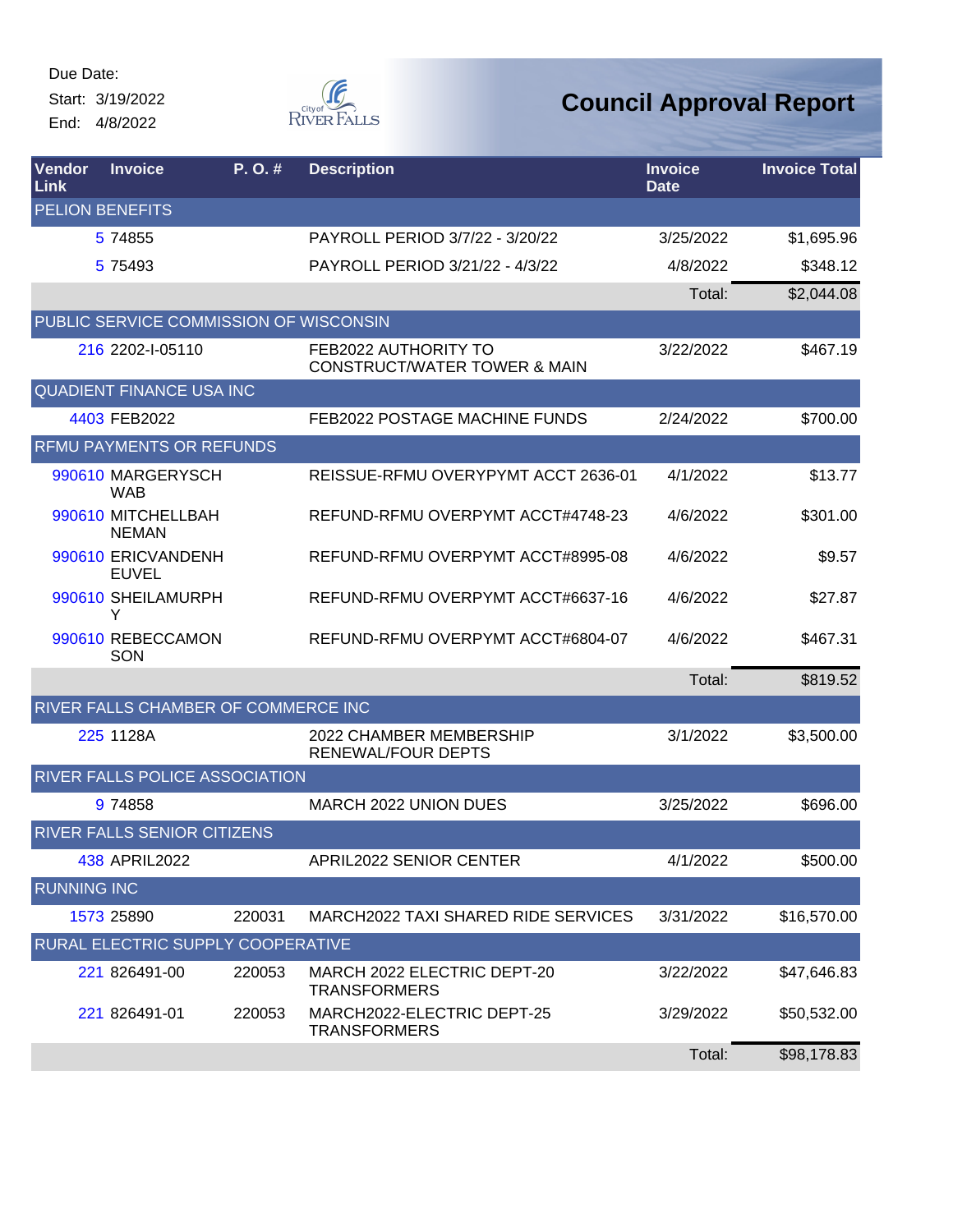Due Date:

Start: 3/19/2022

End: 4/8/2022

# Council Approval Report

| Vendor Link | Invoice | P. O. # | Description | Invoice Date | Invoice Total |
|---|---|---|---|---|---|
| PELION BENEFITS | | | | | |
| 5 | 74855 | | PAYROLL PERIOD 3/7/22 - 3/20/22 | 3/25/2022 | $1,695.96 |
| 5 | 75493 | | PAYROLL PERIOD 3/21/22 - 4/3/22 | 4/8/2022 | $348.12 |
| | | | | Total: | $2,044.08 |
| PUBLIC SERVICE COMMISSION OF WISCONSIN | | | | | |
| 216 | 2202-I-05110 | | FEB2022 AUTHORITY TO CONSTRUCT/WATER TOWER & MAIN | 3/22/2022 | $467.19 |
| QUADIENT FINANCE USA INC | | | | | |
| 4403 | FEB2022 | | FEB2022 POSTAGE MACHINE FUNDS | 2/24/2022 | $700.00 |
| RFMU PAYMENTS OR REFUNDS | | | | | |
| 990610 | MARGERYSCHWAB | | REISSUE-RFMU OVERYPYMT ACCT 2636-01 | 4/1/2022 | $13.77 |
| 990610 | MITCHELLBAHNEMAN | | REFUND-RFMU OVERPYMT ACCT#4748-23 | 4/6/2022 | $301.00 |
| 990610 | ERICVANDENHEUVEL | | REFUND-RFMU OVERPYMT ACCT#8995-08 | 4/6/2022 | $9.57 |
| 990610 | SHEILAMURPHY | | REFUND-RFMU OVERPYMT ACCT#6637-16 | 4/6/2022 | $27.87 |
| 990610 | REBECCAMONSON | | REFUND-RFMU OVERPYMT ACCT#6804-07 | 4/6/2022 | $467.31 |
| | | | | Total: | $819.52 |
| RIVER FALLS CHAMBER OF COMMERCE INC | | | | | |
| 225 | 1128A | | 2022 CHAMBER MEMBERSHIP RENEWAL/FOUR DEPTS | 3/1/2022 | $3,500.00 |
| RIVER FALLS POLICE ASSOCIATION | | | | | |
| 9 | 74858 | | MARCH 2022 UNION DUES | 3/25/2022 | $696.00 |
| RIVER FALLS SENIOR CITIZENS | | | | | |
| 438 | APRIL2022 | | APRIL2022 SENIOR CENTER | 4/1/2022 | $500.00 |
| RUNNING INC | | | | | |
| 1573 | 25890 | 220031 | MARCH2022 TAXI SHARED RIDE SERVICES | 3/31/2022 | $16,570.00 |
| RURAL ELECTRIC SUPPLY COOPERATIVE | | | | | |
| 221 | 826491-00 | 220053 | MARCH 2022 ELECTRIC DEPT-20 TRANSFORMERS | 3/22/2022 | $47,646.83 |
| 221 | 826491-01 | 220053 | MARCH2022-ELECTRIC DEPT-25 TRANSFORMERS | 3/29/2022 | $50,532.00 |
| | | | | Total: | $98,178.83 |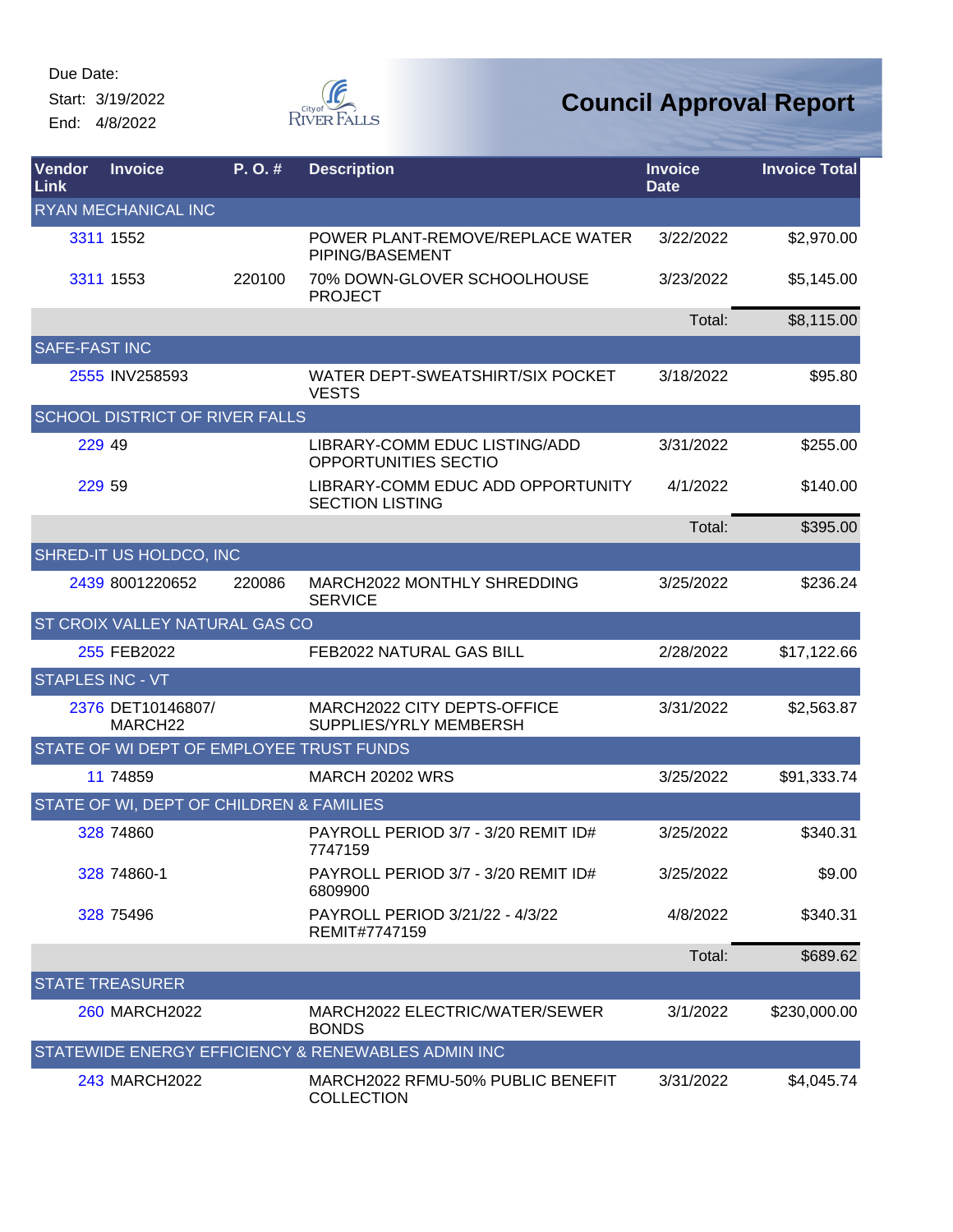Due Date:
Start: 3/19/2022
End: 4/8/2022

# Council Approval Report

| Vendor Link | Invoice | P. O. # | Description | Invoice Date | Invoice Total |
|---|---|---|---|---|---|
| RYAN MECHANICAL INC | | | | | |
| 3311 | 1552 | | POWER PLANT-REMOVE/REPLACE WATER PIPING/BASEMENT | 3/22/2022 | $2,970.00 |
| 3311 | 1553 | 220100 | 70% DOWN-GLOVER SCHOOLHOUSE PROJECT | 3/23/2022 | $5,145.00 |
| | | | | Total: | $8,115.00 |
| SAFE-FAST INC | | | | | |
| 2555 | INV258593 | | WATER DEPT-SWEATSHIRT/SIX POCKET VESTS | 3/18/2022 | $95.80 |
| SCHOOL DISTRICT OF RIVER FALLS | | | | | |
| 229 | 49 | | LIBRARY-COMM EDUC LISTING/ADD OPPORTUNITIES SECTIO | 3/31/2022 | $255.00 |
| 229 | 59 | | LIBRARY-COMM EDUC ADD OPPORTUNITY SECTION LISTING | 4/1/2022 | $140.00 |
| | | | | Total: | $395.00 |
| SHRED-IT US HOLDCO, INC | | | | | |
| 2439 | 8001220652 | 220086 | MARCH2022 MONTHLY SHREDDING SERVICE | 3/25/2022 | $236.24 |
| ST CROIX VALLEY NATURAL GAS CO | | | | | |
| 255 | FEB2022 | | FEB2022 NATURAL GAS BILL | 2/28/2022 | $17,122.66 |
| STAPLES INC - VT | | | | | |
| 2376 | DET10146807/ MARCH22 | | MARCH2022 CITY DEPTS-OFFICE SUPPLIES/YRLY MEMBERSH | 3/31/2022 | $2,563.87 |
| STATE OF WI DEPT OF EMPLOYEE TRUST FUNDS | | | | | |
| 11 | 74859 | | MARCH 20202 WRS | 3/25/2022 | $91,333.74 |
| STATE OF WI, DEPT OF CHILDREN & FAMILIES | | | | | |
| 328 | 74860 | | PAYROLL PERIOD 3/7 - 3/20 REMIT ID# 7747159 | 3/25/2022 | $340.31 |
| 328 | 74860-1 | | PAYROLL PERIOD 3/7 - 3/20 REMIT ID# 6809900 | 3/25/2022 | $9.00 |
| 328 | 75496 | | PAYROLL PERIOD 3/21/22 - 4/3/22 REMIT#7747159 | 4/8/2022 | $340.31 |
| | | | | Total: | $689.62 |
| STATE TREASURER | | | | | |
| 260 | MARCH2022 | | MARCH2022 ELECTRIC/WATER/SEWER BONDS | 3/1/2022 | $230,000.00 |
| STATEWIDE ENERGY EFFICIENCY & RENEWABLES ADMIN INC | | | | | |
| 243 | MARCH2022 | | MARCH2022 RFMU-50% PUBLIC BENEFIT COLLECTION | 3/31/2022 | $4,045.74 |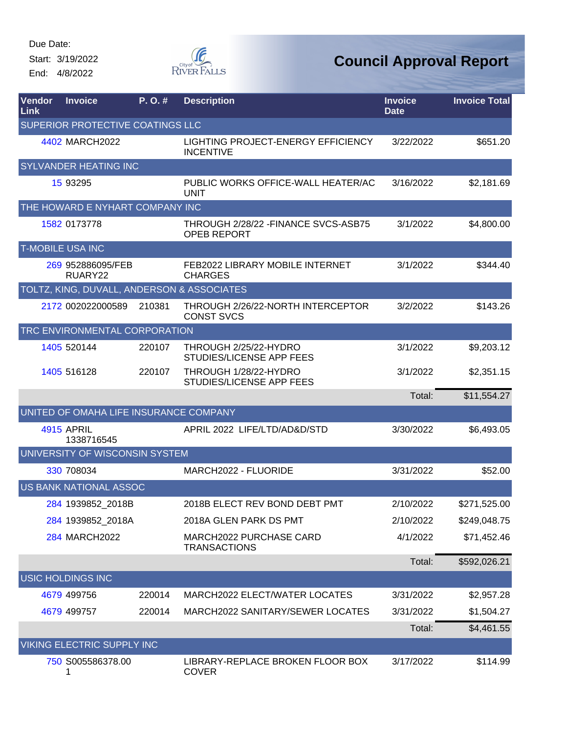Due Date:
Start: 3/19/2022
End: 4/8/2022

# Council Approval Report

| Vendor Link | Invoice | P. O. # | Description | Invoice Date | Invoice Total |
|---|---|---|---|---|---|
| SUPERIOR PROTECTIVE COATINGS LLC | | | | | |
| 4402 | MARCH2022 | | LIGHTING PROJECT-ENERGY EFFICIENCY INCENTIVE | 3/22/2022 | $651.20 |
| SYLVANDER HEATING INC | | | | | |
| 15 | 93295 | | PUBLIC WORKS OFFICE-WALL HEATER/AC UNIT | 3/16/2022 | $2,181.69 |
| THE HOWARD E NYHART COMPANY INC | | | | | |
| 1582 | 0173778 | | THROUGH 2/28/22 -FINANCE SVCS-ASB75 OPEB REPORT | 3/1/2022 | $4,800.00 |
| T-MOBILE USA INC | | | | | |
| 269 | 952886095/FEBRUARY22 | | FEB2022 LIBRARY MOBILE INTERNET CHARGES | 3/1/2022 | $344.40 |
| TOLTZ, KING, DUVALL, ANDERSON & ASSOCIATES | | | | | |
| 2172 | 002022000589 | 210381 | THROUGH 2/26/22-NORTH INTERCEPTOR CONST SVCS | 3/2/2022 | $143.26 |
| TRC ENVIRONMENTAL CORPORATION | | | | | |
| 1405 | 520144 | 220107 | THROUGH 2/25/22-HYDRO STUDIES/LICENSE APP FEES | 3/1/2022 | $9,203.12 |
| 1405 | 516128 | 220107 | THROUGH 1/28/22-HYDRO STUDIES/LICENSE APP FEES | 3/1/2022 | $2,351.15 |
| | | | | Total: | $11,554.27 |
| UNITED OF OMAHA LIFE INSURANCE COMPANY | | | | | |
| 4915 | APRIL 1338716545 | | APRIL 2022 LIFE/LTD/AD&D/STD | 3/30/2022 | $6,493.05 |
| UNIVERSITY OF WISCONSIN SYSTEM | | | | | |
| 330 | 708034 | | MARCH2022 - FLUORIDE | 3/31/2022 | $52.00 |
| US BANK NATIONAL ASSOC | | | | | |
| 284 | 1939852_2018B | | 2018B ELECT REV BOND DEBT PMT | 2/10/2022 | $271,525.00 |
| 284 | 1939852_2018A | | 2018A GLEN PARK DS PMT | 2/10/2022 | $249,048.75 |
| 284 | MARCH2022 | | MARCH2022 PURCHASE CARD TRANSACTIONS | 4/1/2022 | $71,452.46 |
| | | | | Total: | $592,026.21 |
| USIC HOLDINGS INC | | | | | |
| 4679 | 499756 | 220014 | MARCH2022 ELECT/WATER LOCATES | 3/31/2022 | $2,957.28 |
| 4679 | 499757 | 220014 | MARCH2022 SANITARY/SEWER LOCATES | 3/31/2022 | $1,504.27 |
| | | | | Total: | $4,461.55 |
| VIKING ELECTRIC SUPPLY INC | | | | | |
| 750 | S005586378.001 | | LIBRARY-REPLACE BROKEN FLOOR BOX COVER | 3/17/2022 | $114.99 |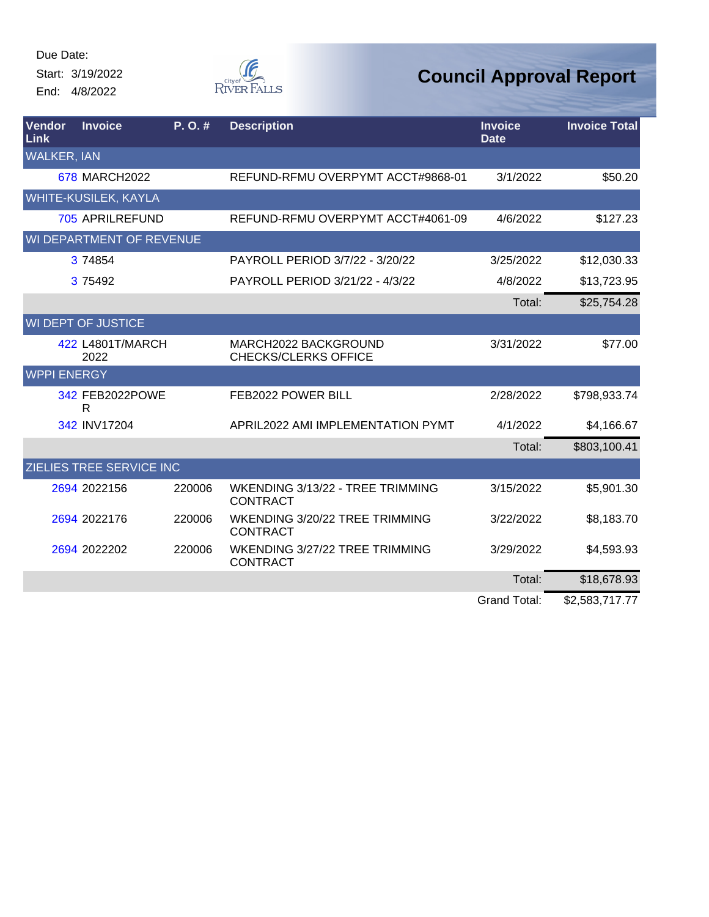Due Date:
Start: 3/19/2022
End: 4/8/2022

# Council Approval Report

| Vendor Link | Invoice | P. O. # | Description | Invoice Date | Invoice Total |
|---|---|---|---|---|---|
| WALKER, IAN | | | | | |
| 678 | MARCH2022 | | REFUND-RFMU OVERPYMT ACCT#9868-01 | 3/1/2022 | $50.20 |
| WHITE-KUSILEK, KAYLA | | | | | |
| 705 | APRILREFUND | | REFUND-RFMU OVERPYMT ACCT#4061-09 | 4/6/2022 | $127.23 |
| WI DEPARTMENT OF REVENUE | | | | | |
| 3 | 74854 | | PAYROLL PERIOD 3/7/22 - 3/20/22 | 3/25/2022 | $12,030.33 |
| 3 | 75492 | | PAYROLL PERIOD 3/21/22 - 4/3/22 | 4/8/2022 | $13,723.95 |
| | | | | Total: | $25,754.28 |
| WI DEPT OF JUSTICE | | | | | |
| 422 | L4801T/MARCH 2022 | | MARCH2022 BACKGROUND CHECKS/CLERKS OFFICE | 3/31/2022 | $77.00 |
| WPPI ENERGY | | | | | |
| 342 | FEB2022POWER | | FEB2022 POWER BILL | 2/28/2022 | $798,933.74 |
| 342 | INV17204 | | APRIL2022 AMI IMPLEMENTATION PYMT | 4/1/2022 | $4,166.67 |
| | | | | Total: | $803,100.41 |
| ZIELIES TREE SERVICE INC | | | | | |
| 2694 | 2022156 | 220006 | WKENDING 3/13/22 - TREE TRIMMING CONTRACT | 3/15/2022 | $5,901.30 |
| 2694 | 2022176 | 220006 | WKENDING 3/20/22 TREE TRIMMING CONTRACT | 3/22/2022 | $8,183.70 |
| 2694 | 2022202 | 220006 | WKENDING 3/27/22 TREE TRIMMING CONTRACT | 3/29/2022 | $4,593.93 |
| | | | | Total: | $18,678.93 |
| | | | | Grand Total: | $2,583,717.77 |